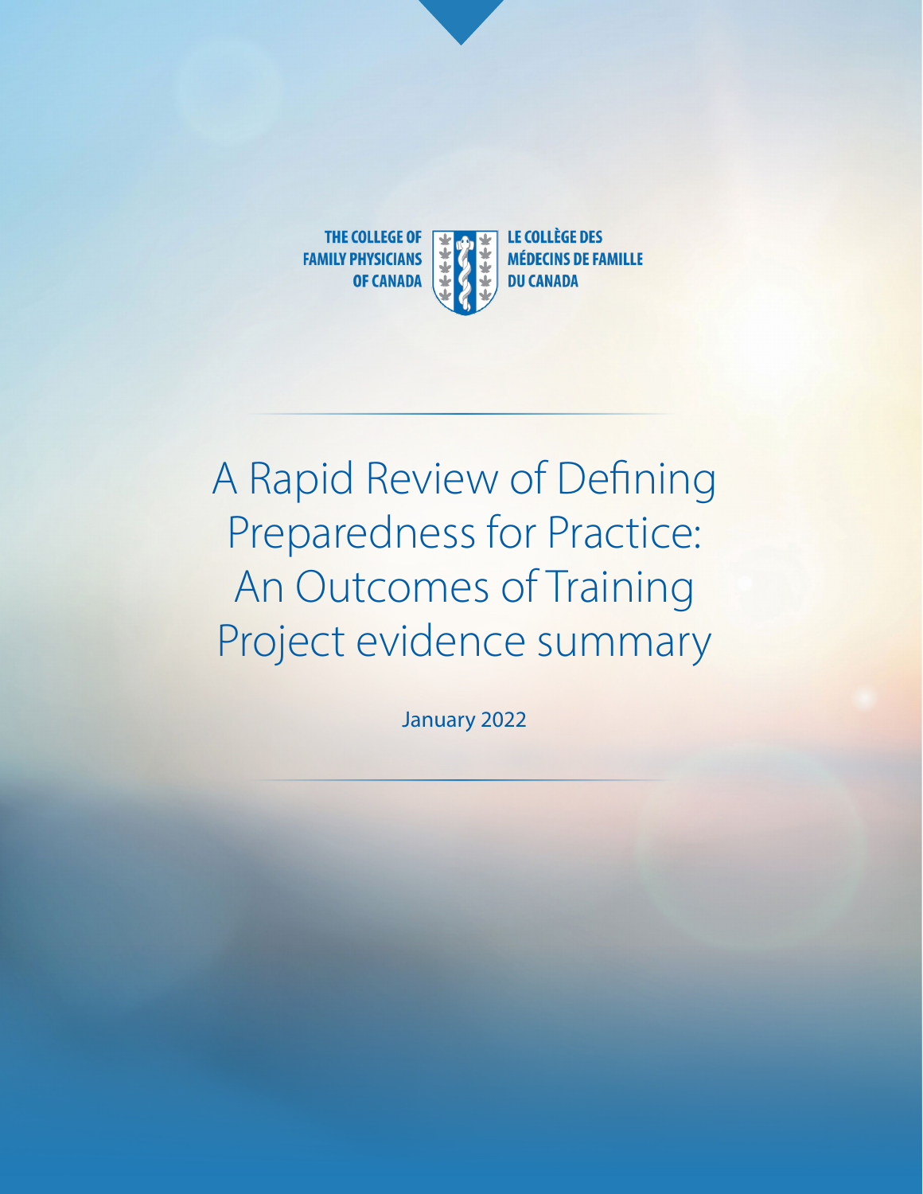THE COLLEGE OF FAMILY PHYSICIANS OF CANADA

LE COLLÈGE DES MÉDECINS DE FAMILLE DU CANADA

# A Rapid Review of Defining Preparedness for Practice: An Outcomes of Training Project evidence summary

January 2022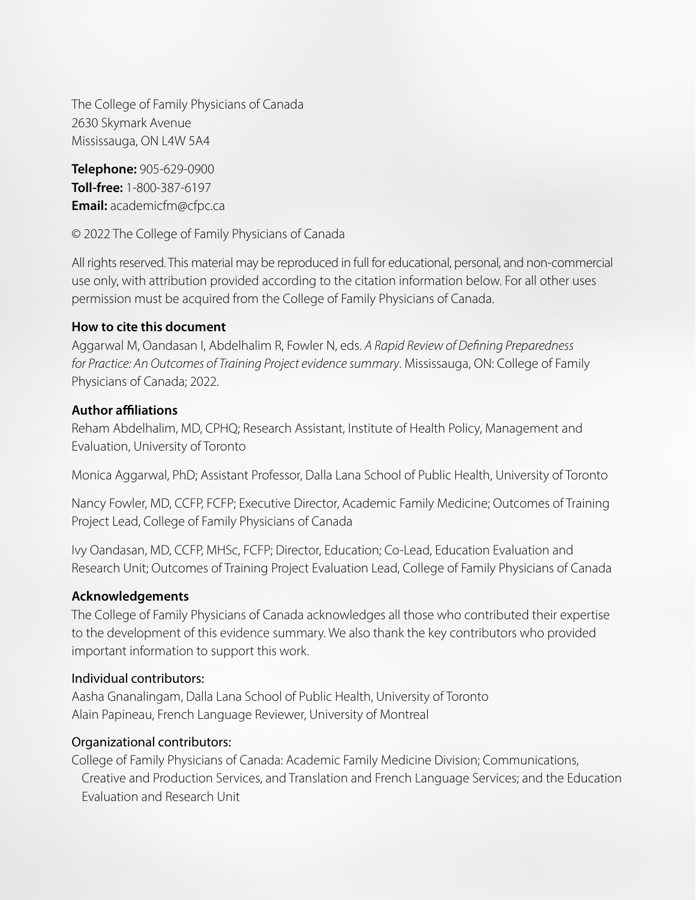The College of Family Physicians of Canada
2630 Skymark Avenue
Mississauga, ON L4W 5A4

**Telephone:** 905-629-0900
**Toll-free:** 1-800-387-6197
**Email:** academicfm@cfpc.ca

© 2022 The College of Family Physicians of Canada

All rights reserved. This material may be reproduced in full for educational, personal, and non-commercial use only, with attribution provided according to the citation information below. For all other uses permission must be acquired from the College of Family Physicians of Canada.

**How to cite this document**

Aggarwal M, Oandasan I, Abdelhalim R, Fowler N, eds. *A Rapid Review of Defining Preparedness for Practice: An Outcomes of Training Project evidence summary*. Mississauga, ON: College of Family Physicians of Canada; 2022.

**Author affiliations**

Reham Abdelhalim, MD, CPHQ; Research Assistant, Institute of Health Policy, Management and Evaluation, University of Toronto

Monica Aggarwal, PhD; Assistant Professor, Dalla Lana School of Public Health, University of Toronto

Nancy Fowler, MD, CCFP, FCFP; Executive Director, Academic Family Medicine; Outcomes of Training Project Lead, College of Family Physicians of Canada

Ivy Oandasan, MD, CCFP, MHSc, FCFP; Director, Education; Co-Lead, Education Evaluation and Research Unit; Outcomes of Training Project Evaluation Lead, College of Family Physicians of Canada

**Acknowledgements**

The College of Family Physicians of Canada acknowledges all those who contributed their expertise to the development of this evidence summary. We also thank the key contributors who provided important information to support this work.

Individual contributors:

Aasha Gnanalingam, Dalla Lana School of Public Health, University of Toronto
Alain Papineau, French Language Reviewer, University of Montreal

Organizational contributors:

College of Family Physicians of Canada: Academic Family Medicine Division; Communications, Creative and Production Services, and Translation and French Language Services; and the Education Evaluation and Research Unit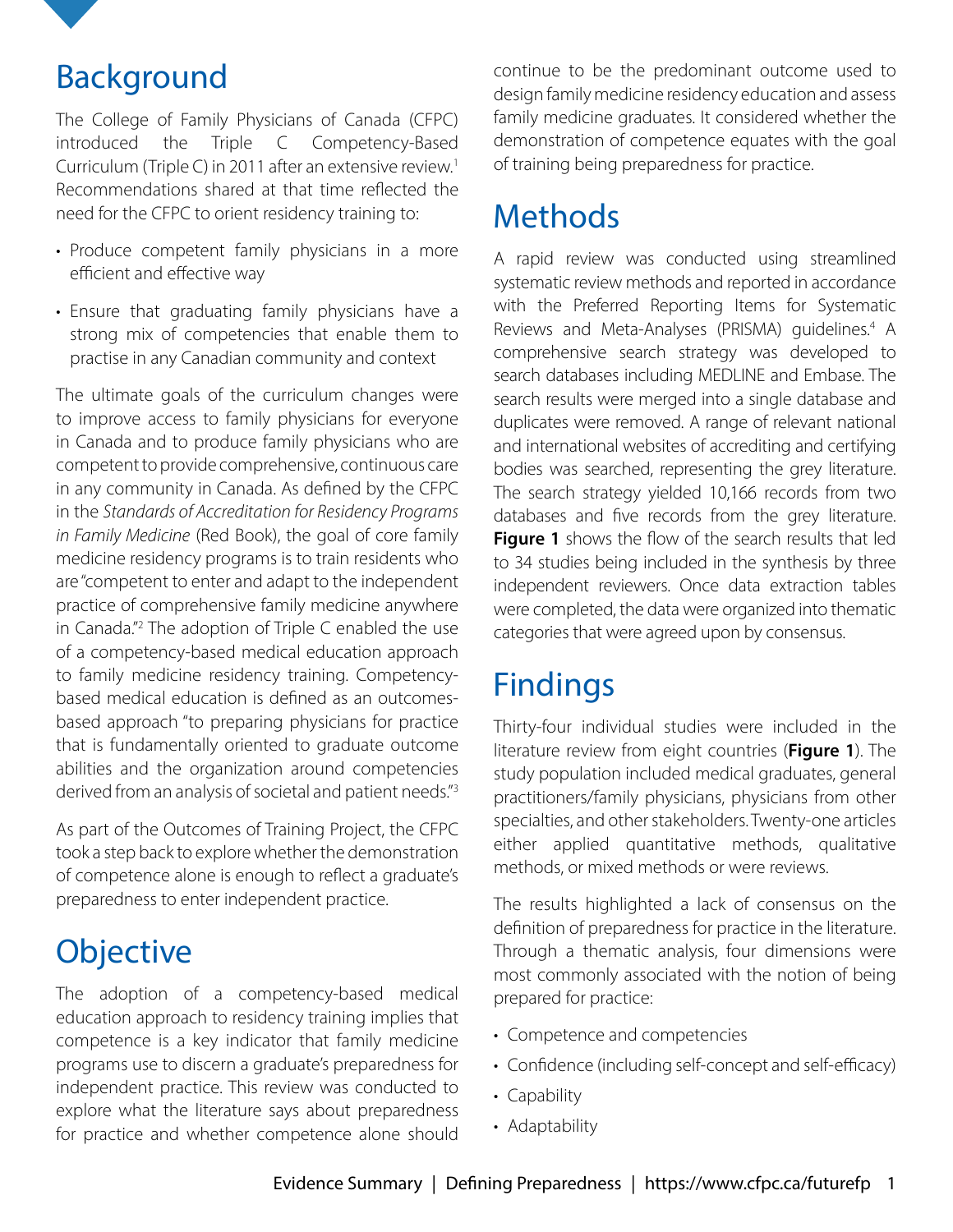## Background

The College of Family Physicians of Canada (CFPC) introduced the Triple C Competency-Based Curriculum (Triple C) in 2011 after an extensive review.[1] Recommendations shared at that time reflected the need for the CFPC to orient residency training to:

- Produce competent family physicians in a more efficient and effective way
- Ensure that graduating family physicians have a strong mix of competencies that enable them to practise in any Canadian community and context

The ultimate goals of the curriculum changes were to improve access to family physicians for everyone in Canada and to produce family physicians who are competent to provide comprehensive, continuous care in any community in Canada. As defined by the CFPC in the *Standards of Accreditation for Residency Programs in Family Medicine* (Red Book), the goal of core family medicine residency programs is to train residents who are "competent to enter and adapt to the independent practice of comprehensive family medicine anywhere in Canada."[2] The adoption of Triple C enabled the use of a competency-based medical education approach to family medicine residency training. Competency-based medical education is defined as an outcomes-based approach "to preparing physicians for practice that is fundamentally oriented to graduate outcome abilities and the organization around competencies derived from an analysis of societal and patient needs."[3]

As part of the Outcomes of Training Project, the CFPC took a step back to explore whether the demonstration of competence alone is enough to reflect a graduate's preparedness to enter independent practice.

## Objective

The adoption of a competency-based medical education approach to residency training implies that competence is a key indicator that family medicine programs use to discern a graduate's preparedness for independent practice. This review was conducted to explore what the literature says about preparedness for practice and whether competence alone should continue to be the predominant outcome used to design family medicine residency education and assess family medicine graduates. It considered whether the demonstration of competence equates with the goal of training being preparedness for practice.

## Methods

A rapid review was conducted using streamlined systematic review methods and reported in accordance with the Preferred Reporting Items for Systematic Reviews and Meta-Analyses (PRISMA) guidelines.[4] A comprehensive search strategy was developed to search databases including MEDLINE and Embase. The search results were merged into a single database and duplicates were removed. A range of relevant national and international websites of accrediting and certifying bodies was searched, representing the grey literature. The search strategy yielded 10,166 records from two databases and five records from the grey literature. **Figure 1** shows the flow of the search results that led to 34 studies being included in the synthesis by three independent reviewers. Once data extraction tables were completed, the data were organized into thematic categories that were agreed upon by consensus.

## Findings

Thirty-four individual studies were included in the literature review from eight countries (**Figure 1**). The study population included medical graduates, general practitioners/family physicians, physicians from other specialties, and other stakeholders. Twenty-one articles either applied quantitative methods, qualitative methods, or mixed methods or were reviews.

The results highlighted a lack of consensus on the definition of preparedness for practice in the literature. Through a thematic analysis, four dimensions were most commonly associated with the notion of being prepared for practice:

- Competence and competencies
- Confidence (including self-concept and self-efficacy)
- Capability
- Adaptability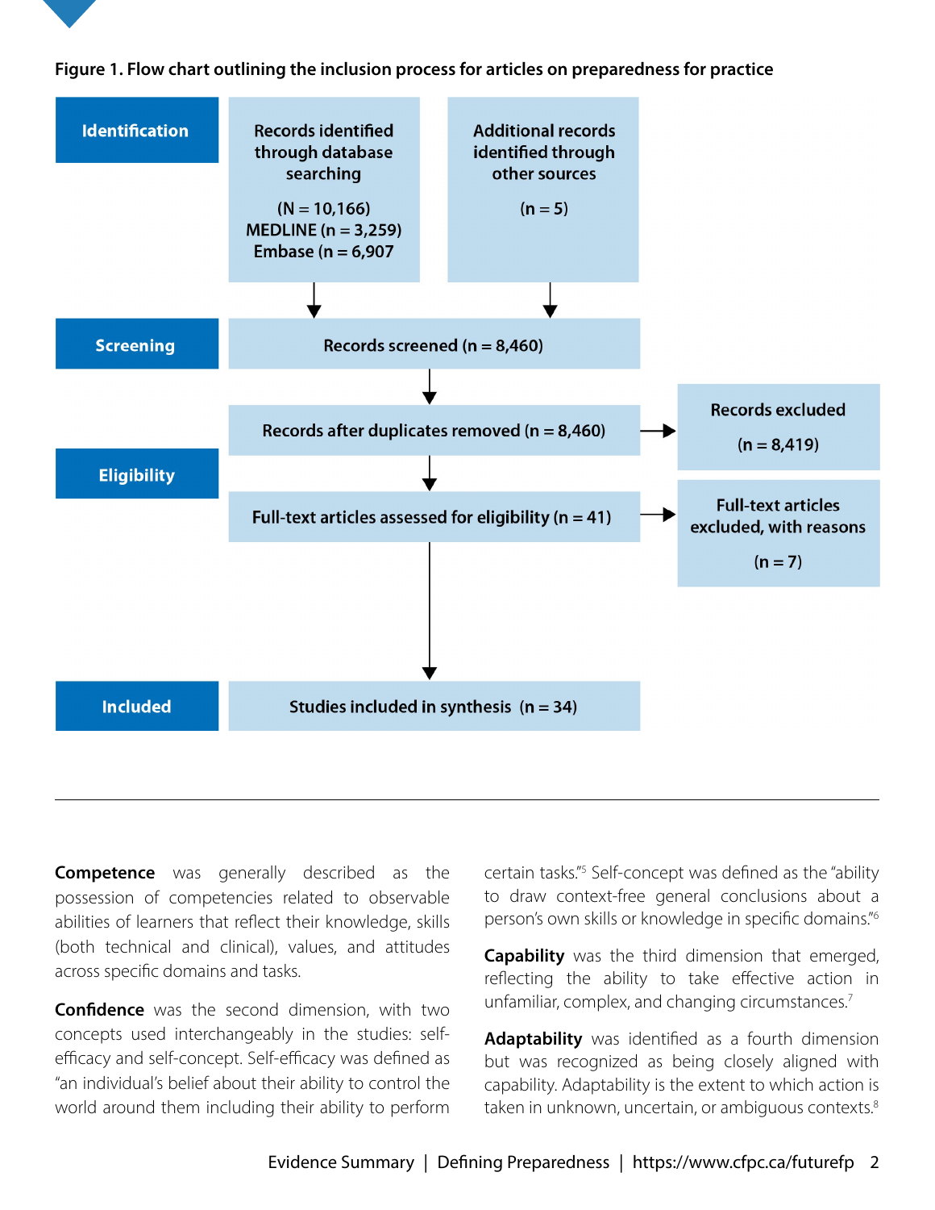**Figure 1. Flow chart outlining the inclusion process for articles on preparedness for practice**

**Identification**

- Records identified through database searching (N = 10,166) MEDLINE (n = 3,259) Embase (n = 6,907
- Additional records identified through other sources (n = 5)

**Screening**

- Records screened (n = 8,460)

**Eligibility**

- Records after duplicates removed (n = 8,460) → Records excluded (n = 8,419)
- Full-text articles assessed for eligibility (n = 41) → Full-text articles excluded, with reasons (n = 7)

**Included**

- Studies included in synthesis (n = 34)

---

**Competence** was generally described as the possession of competencies related to observable abilities of learners that reflect their knowledge, skills (both technical and clinical), values, and attitudes across specific domains and tasks.

**Confidence** was the second dimension, with two concepts used interchangeably in the studies: self-efficacy and self-concept. Self-efficacy was defined as "an individual's belief about their ability to control the world around them including their ability to perform certain tasks."[5] Self-concept was defined as the "ability to draw context-free general conclusions about a person's own skills or knowledge in specific domains."[6]

**Capability** was the third dimension that emerged, reflecting the ability to take effective action in unfamiliar, complex, and changing circumstances.[7]

**Adaptability** was identified as a fourth dimension but was recognized as being closely aligned with capability. Adaptability is the extent to which action is taken in unknown, uncertain, or ambiguous contexts.[8]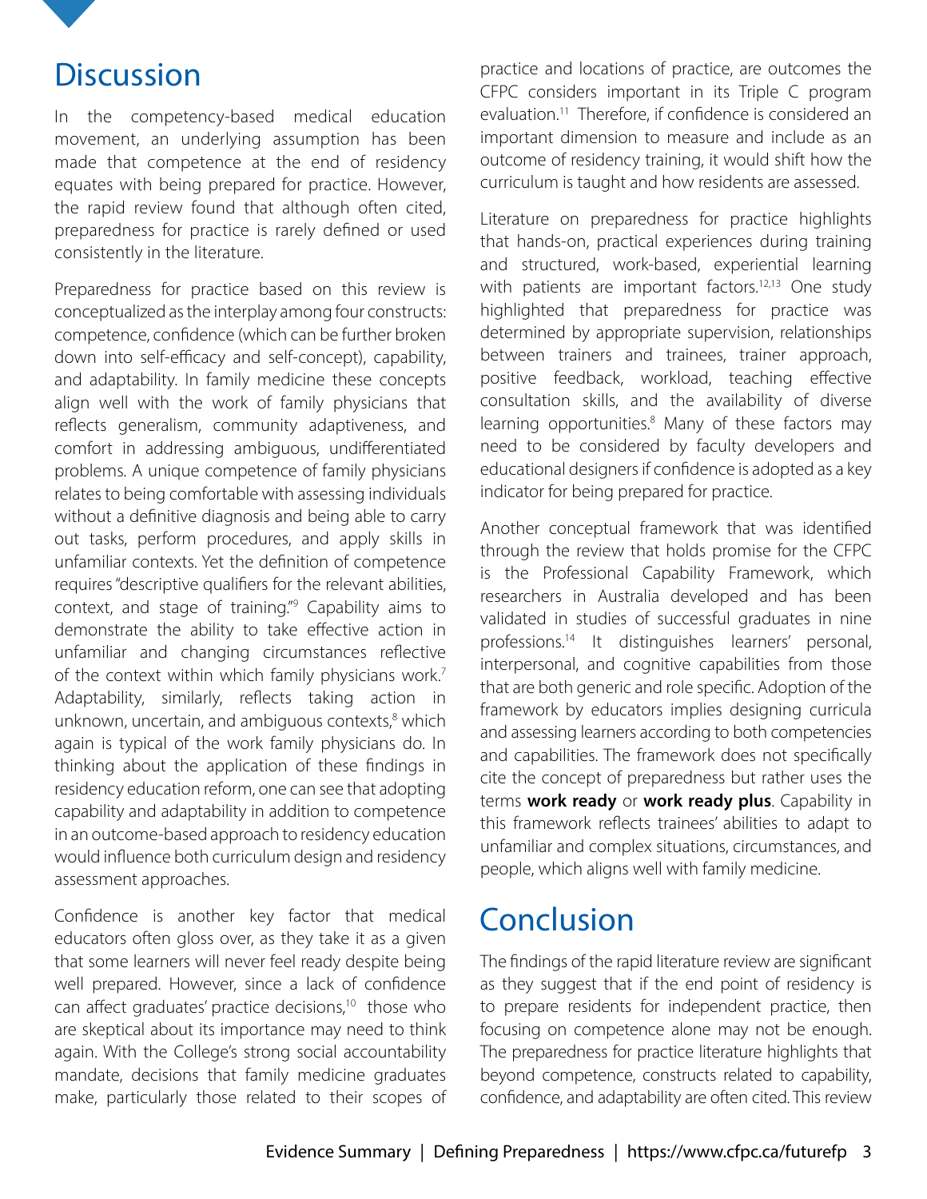## Discussion

In the competency-based medical education movement, an underlying assumption has been made that competence at the end of residency equates with being prepared for practice. However, the rapid review found that although often cited, preparedness for practice is rarely defined or used consistently in the literature.

Preparedness for practice based on this review is conceptualized as the interplay among four constructs: competence, confidence (which can be further broken down into self-efficacy and self-concept), capability, and adaptability. In family medicine these concepts align well with the work of family physicians that reflects generalism, community adaptiveness, and comfort in addressing ambiguous, undifferentiated problems. A unique competence of family physicians relates to being comfortable with assessing individuals without a definitive diagnosis and being able to carry out tasks, perform procedures, and apply skills in unfamiliar contexts. Yet the definition of competence requires "descriptive qualifiers for the relevant abilities, context, and stage of training."[9] Capability aims to demonstrate the ability to take effective action in unfamiliar and changing circumstances reflective of the context within which family physicians work.[7] Adaptability, similarly, reflects taking action in unknown, uncertain, and ambiguous contexts,[8] which again is typical of the work family physicians do. In thinking about the application of these findings in residency education reform, one can see that adopting capability and adaptability in addition to competence in an outcome-based approach to residency education would influence both curriculum design and residency assessment approaches.

Confidence is another key factor that medical educators often gloss over, as they take it as a given that some learners will never feel ready despite being well prepared. However, since a lack of confidence can affect graduates' practice decisions,[10] those who are skeptical about its importance may need to think again. With the College's strong social accountability mandate, decisions that family medicine graduates make, particularly those related to their scopes of practice and locations of practice, are outcomes the CFPC considers important in its Triple C program evaluation.[11] Therefore, if confidence is considered an important dimension to measure and include as an outcome of residency training, it would shift how the curriculum is taught and how residents are assessed.

Literature on preparedness for practice highlights that hands-on, practical experiences during training and structured, work-based, experiential learning with patients are important factors.[12,13] One study highlighted that preparedness for practice was determined by appropriate supervision, relationships between trainers and trainees, trainer approach, positive feedback, workload, teaching effective consultation skills, and the availability of diverse learning opportunities.[8] Many of these factors may need to be considered by faculty developers and educational designers if confidence is adopted as a key indicator for being prepared for practice.

Another conceptual framework that was identified through the review that holds promise for the CFPC is the Professional Capability Framework, which researchers in Australia developed and has been validated in studies of successful graduates in nine professions.[14] It distinguishes learners' personal, interpersonal, and cognitive capabilities from those that are both generic and role specific. Adoption of the framework by educators implies designing curricula and assessing learners according to both competencies and capabilities. The framework does not specifically cite the concept of preparedness but rather uses the terms **work ready** or **work ready plus**. Capability in this framework reflects trainees' abilities to adapt to unfamiliar and complex situations, circumstances, and people, which aligns well with family medicine.

## Conclusion

The findings of the rapid literature review are significant as they suggest that if the end point of residency is to prepare residents for independent practice, then focusing on competence alone may not be enough. The preparedness for practice literature highlights that beyond competence, constructs related to capability, confidence, and adaptability are often cited. This review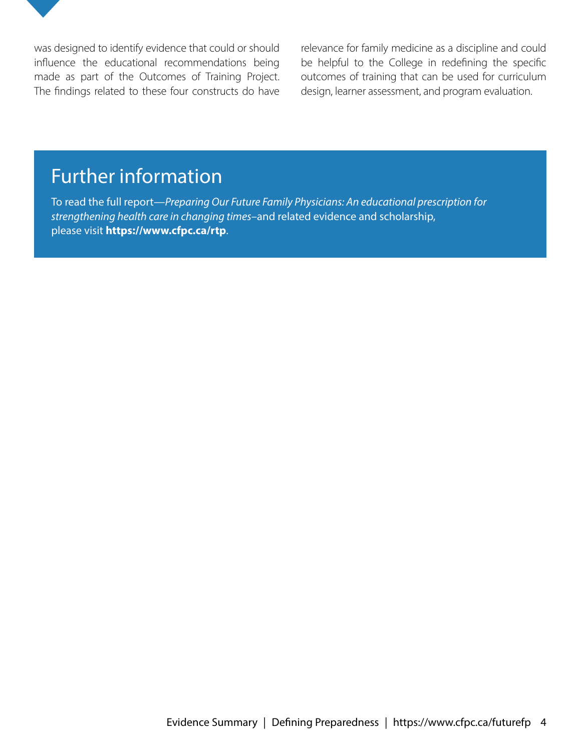was designed to identify evidence that could or should influence the educational recommendations being made as part of the Outcomes of Training Project. The findings related to these four constructs do have relevance for family medicine as a discipline and could be helpful to the College in redefining the specific outcomes of training that can be used for curriculum design, learner assessment, and program evaluation.

## Further information

To read the full report—*Preparing Our Future Family Physicians: An educational prescription for strengthening health care in changing times*–and related evidence and scholarship, please visit **https://www.cfpc.ca/rtp**.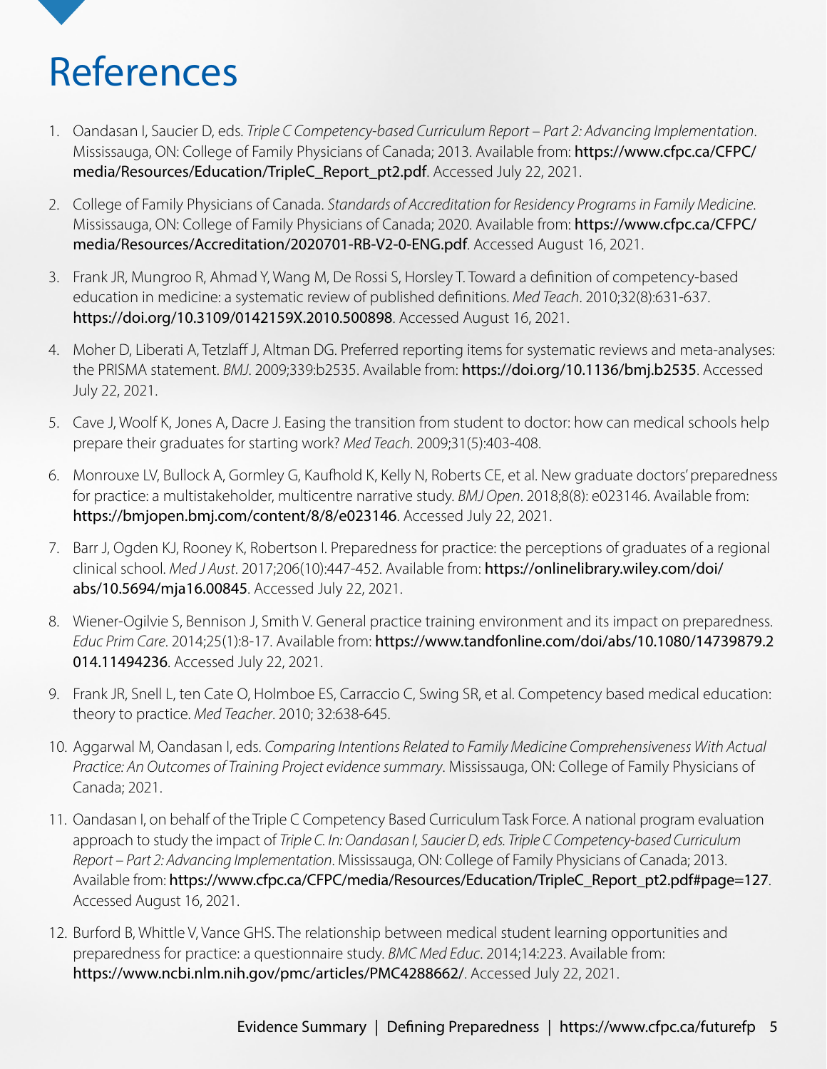# References

1. Oandasan I, Saucier D, eds. *Triple C Competency-based Curriculum Report – Part 2: Advancing Implementation*. Mississauga, ON: College of Family Physicians of Canada; 2013. Available from: **https://www.cfpc.ca/CFPC/media/Resources/Education/TripleC_Report_pt2.pdf**. Accessed July 22, 2021.

2. College of Family Physicians of Canada. *Standards of Accreditation for Residency Programs in Family Medicine*. Mississauga, ON: College of Family Physicians of Canada; 2020. Available from: **https://www.cfpc.ca/CFPC/media/Resources/Accreditation/2020701-RB-V2-0-ENG.pdf**. Accessed August 16, 2021.

3. Frank JR, Mungroo R, Ahmad Y, Wang M, De Rossi S, Horsley T. Toward a definition of competency-based education in medicine: a systematic review of published definitions. *Med Teach*. 2010;32(8):631-637. **https://doi.org/10.3109/0142159X.2010.500898**. Accessed August 16, 2021.

4. Moher D, Liberati A, Tetzlaff J, Altman DG. Preferred reporting items for systematic reviews and meta-analyses: the PRISMA statement. *BMJ*. 2009;339:b2535. Available from: **https://doi.org/10.1136/bmj.b2535**. Accessed July 22, 2021.

5. Cave J, Woolf K, Jones A, Dacre J. Easing the transition from student to doctor: how can medical schools help prepare their graduates for starting work? *Med Teach*. 2009;31(5):403-408.

6. Monrouxe LV, Bullock A, Gormley G, Kaufhold K, Kelly N, Roberts CE, et al. New graduate doctors' preparedness for practice: a multistakeholder, multicentre narrative study. *BMJ Open*. 2018;8(8): e023146. Available from: **https://bmjopen.bmj.com/content/8/8/e023146**. Accessed July 22, 2021.

7. Barr J, Ogden KJ, Rooney K, Robertson I. Preparedness for practice: the perceptions of graduates of a regional clinical school. *Med J Aust*. 2017;206(10):447-452. Available from: **https://onlinelibrary.wiley.com/doi/abs/10.5694/mja16.00845**. Accessed July 22, 2021.

8. Wiener-Ogilvie S, Bennison J, Smith V. General practice training environment and its impact on preparedness. *Educ Prim Care*. 2014;25(1):8-17. Available from: **https://www.tandfonline.com/doi/abs/10.1080/14739879.2014.11494236**. Accessed July 22, 2021.

9. Frank JR, Snell L, ten Cate O, Holmboe ES, Carraccio C, Swing SR, et al. Competency based medical education: theory to practice. *Med Teacher*. 2010; 32:638-645.

10. Aggarwal M, Oandasan I, eds. *Comparing Intentions Related to Family Medicine Comprehensiveness With Actual Practice: An Outcomes of Training Project evidence summary*. Mississauga, ON: College of Family Physicians of Canada; 2021.

11. Oandasan I, on behalf of the Triple C Competency Based Curriculum Task Force. A national program evaluation approach to study the impact of *Triple C. In: Oandasan I, Saucier D, eds. Triple C Competency-based Curriculum Report – Part 2: Advancing Implementation*. Mississauga, ON: College of Family Physicians of Canada; 2013. Available from: **https://www.cfpc.ca/CFPC/media/Resources/Education/TripleC_Report_pt2.pdf#page=127**. Accessed August 16, 2021.

12. Burford B, Whittle V, Vance GHS. The relationship between medical student learning opportunities and preparedness for practice: a questionnaire study. *BMC Med Educ*. 2014;14:223. Available from: **https://www.ncbi.nlm.nih.gov/pmc/articles/PMC4288662/**. Accessed July 22, 2021.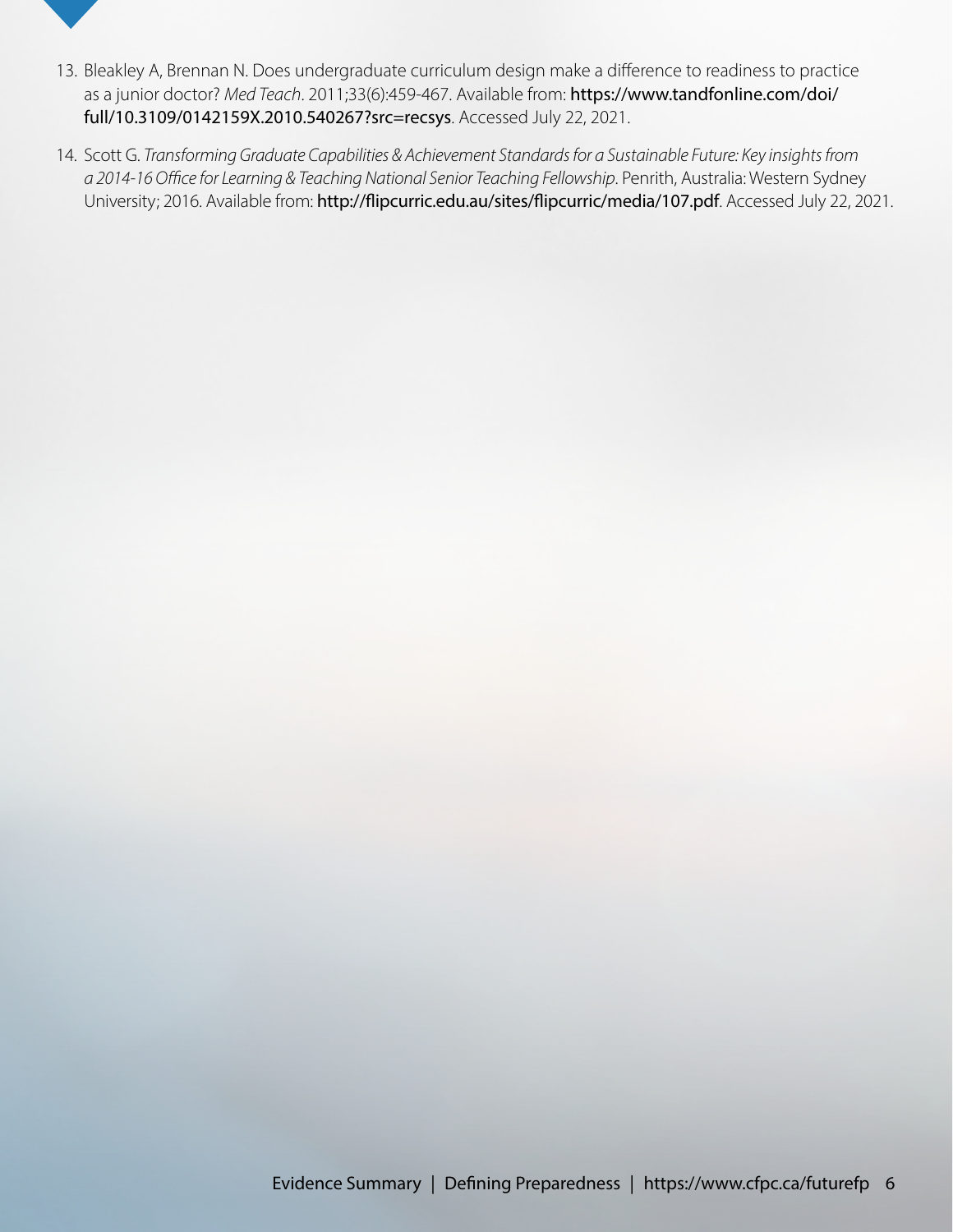13. Bleakley A, Brennan N. Does undergraduate curriculum design make a difference to readiness to practice as a junior doctor? *Med Teach*. 2011;33(6):459-467. Available from: **https://www.tandfonline.com/doi/full/10.3109/0142159X.2010.540267?src=recsys**. Accessed July 22, 2021.

14. Scott G. *Transforming Graduate Capabilities & Achievement Standards for a Sustainable Future: Key insights from a 2014-16 Office for Learning & Teaching National Senior Teaching Fellowship*. Penrith, Australia: Western Sydney University; 2016. Available from: **http://flipcurric.edu.au/sites/flipcurric/media/107.pdf**. Accessed July 22, 2021.